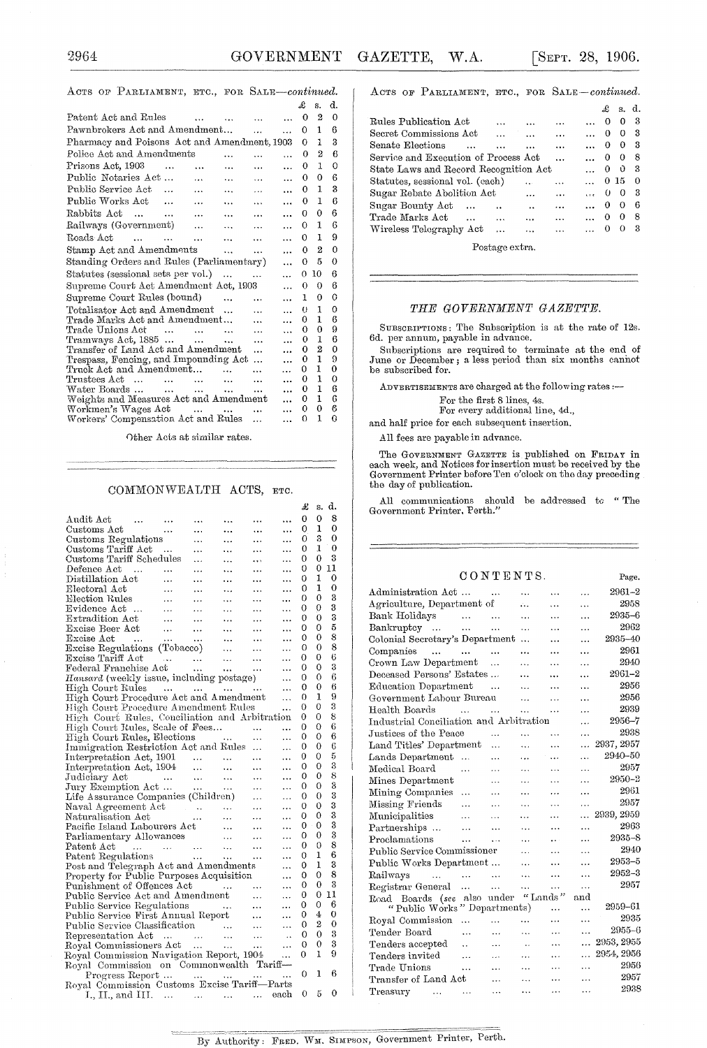## ACTS OF PARLIAMENT, ETC., FOR SALE—*continued*.

| | £ | s. | d. |
|---|---|---|---|
| Patent Act and Rules | 0 | 2 | 0 |
| Pawnbrokers Act and Amendment | 0 | 1 | 6 |
| Pharmacy and Poisons Act and Amendment, 1903 | 0 | 1 | 3 |
| Police Act and Amendments | 0 | 2 | 6 |
| Prisons Act, 1903 | 0 | 1 | 0 |
| Public Notaries Act | 0 | 0 | 6 |
| Public Service Act | 0 | 1 | 3 |
| Public Works Act | 0 | 1 | 6 |
| Rabbits Act | 0 | 0 | 6 |
| Railways (Government) | 0 | 1 | 6 |
| Roads Act | 0 | 1 | 9 |
| Stamp Act and Amendments | 0 | 2 | 0 |
| Standing Orders and Rules (Parliamentary) | 0 | 5 | 0 |
| Statutes (sessional sets per vol.) | 0 | 10 | 6 |
| Supreme Court Act Amendment Act, 1903 | 0 | 0 | 6 |
| Supreme Court Rules (bound) | 1 | 0 | 0 |
| Totalisator Act and Amendment | 0 | 1 | 0 |
| Trade Marks Act and Amendment | 0 | 1 | 6 |
| Trade Unions Act | 0 | 0 | 9 |
| Tramways Act, 1885 | 0 | 1 | 6 |
| Transfer of Land Act and Amendment | 0 | 2 | 0 |
| Trespass, Fencing, and Impounding Act | 0 | 1 | 9 |
| Truck Act and Amendment | 0 | 1 | 0 |
| Trustees Act | 0 | 1 | 0 |
| Water Boards | 0 | 1 | 6 |
| Weights and Measures Act and Amendment | 0 | 1 | 6 |
| Workmen's Wages Act | 0 | 0 | 6 |
| Workers' Compensation Act and Rules | 0 | 1 | 6 |

Other Acts at similar rates.

## COMMONWEALTH ACTS, ETC.

| | £ | s. | d. |
|---|---|---|---|
| Audit Act | 0 | 0 | 8 |
| Customs Act | 0 | 1 | 0 |
| Customs Regulations | 0 | 3 | 0 |
| Customs Tariff Act | 0 | 1 | 0 |
| Customs Tariff Schedules | 0 | 0 | 3 |
| Defence Act | 0 | 0 | 11 |
| Distillation Act | 0 | 1 | 0 |
| Electoral Act | 0 | 1 | 0 |
| Election Rules | 0 | 0 | 3 |
| Evidence Act | 0 | 0 | 3 |
| Extradition Act | 0 | 0 | 3 |
| Excise Beer Act | 0 | 0 | 5 |
| Excise Act | 0 | 0 | 8 |
| Excise Regulations (Tobacco) | 0 | 0 | 8 |
| Excise Tariff Act | 0 | 0 | 6 |
| Federal Franchise Act | 0 | 0 | 3 |
| *Hansard* (weekly issue, including postage) | 0 | 0 | 6 |
| High Court Rules | 0 | 0 | 6 |
| High Court Procedure Act and Amendment | 0 | 1 | 9 |
| High Court Procedure Amendment Rules | 0 | 0 | 3 |
| High Court Rules, Conciliation and Arbitration | 0 | 0 | 8 |
| High Court Rules, Scale of Fees | 0 | 0 | 6 |
| High Court Rules, Elections | 0 | 0 | 6 |
| Immigration Restriction Act and Rules | 0 | 0 | 6 |
| Interpretation Act, 1901 | 0 | 0 | 5 |
| Interpretation Act, 1904 | 0 | 0 | 3 |
| Judiciary Act | 0 | 0 | 8 |
| Jury Exemption Act | 0 | 0 | 3 |
| Life Assurance Companies (Children) | 0 | 0 | 3 |
| Naval Agreement Act | 0 | 0 | 3 |
| Naturalisation Act | 0 | 0 | 3 |
| Pacific Island Labourers Act | 0 | 0 | 3 |
| Parliamentary Allowances | 0 | 0 | 3 |
| Patent Act | 0 | 0 | 8 |
| Patent Regulations | 0 | 1 | 6 |
| Post and Telegraph Act and Amendments | 0 | 1 | 3 |
| Property for Public Purposes Acquisition | 0 | 0 | 8 |
| Punishment of Offences Act | 0 | 0 | 3 |
| Public Service Act and Amendment | 0 | 0 | 11 |
| Public Service Regulations | 0 | 0 | 6 |
| Public Service First Annual Report | 0 | 4 | 0 |
| Public Service Classification | 0 | 2 | 0 |
| Representation Act | 0 | 0 | 3 |
| Royal Commissioners Act | 0 | 0 | 3 |
| Royal Commission Navigation Report, 1904 | 0 | 1 | 9 |
| Royal Commission on Commonwealth Tariff—Progress Report | 0 | 1 | 6 |
| Royal Commission Customs Excise Tariff—Parts I., II., and III. ... each | 0 | 5 | 0 |

## ACTS OF PARLIAMENT, ETC., FOR SALE—*continued*.

| | £ | s. | d. |
|---|---|---|---|
| Rules Publication Act | 0 | 0 | 3 |
| Secret Commissions Act | 0 | 0 | 3 |
| Senate Elections | 0 | 0 | 3 |
| Service and Execution of Process Act | 0 | 0 | 8 |
| State Laws and Record Recognition Act | 0 | 0 | 3 |
| Statutes, sessional vol. (each) | 0 | 15 | 0 |
| Sugar Rebate Abolition Act | 0 | 0 | 3 |
| Sugar Bounty Act | 0 | 0 | 6 |
| Trade Marks Act | 0 | 0 | 8 |
| Wireless Telegraphy Act | 0 | 0 | 3 |

Postage extra.

## *THE GOVERNMENT GAZETTE.*

SUBSCRIPTIONS: The Subscription is at the rate of 12s. 6d. per annum, payable in advance.

Subscriptions are required to terminate at the end of June or December; a less period than six months cannot be subscribed for.

ADVERTISEMENTS are charged at the following rates:—

For the first 8 lines, 4s.
For every additional line, 4d.,

and half price for each subsequent insertion.

All fees are payable in advance.

The GOVERNMENT GAZETTE is published on FRIDAY in each week, and Notices for insertion must be received by the Government Printer before Ten o'clock on the day preceding the day of publication.

All communications should be addressed to "The Government Printer, Perth."

## CONTENTS.

| | Page. |
|---|---|
| Administration Act | 2961–2 |
| Agriculture, Department of | 2958 |
| Bank Holidays | 2935–6 |
| Bankruptcy | 2962 |
| Colonial Secretary's Department | 2935–40 |
| Companies | 2961 |
| Crown Law Department | 2940 |
| Deceased Persons' Estates | 2961–2 |
| Education Department | 2956 |
| Government Labour Bureau | 2956 |
| Health Boards | 2939 |
| Industrial Conciliation and Arbitration | 2956–7 |
| Justices of the Peace | 2938 |
| Land Titles' Department | 2937, 2957 |
| Lands Department | 2940–50 |
| Medical Board | 2957 |
| Mines Department | 2950–2 |
| Mining Companies | 2961 |
| Missing Friends | 2957 |
| Municipalities | 2939, 2959 |
| Partnerships | 2963 |
| Proclamations | 2935–8 |
| Public Service Commissioner | 2940 |
| Public Works Department | 2953–5 |
| Railways | 2952–3 |
| Registrar General | 2957 |
| Road Boards (*see* also under "Lands" and "Public Works" Departments) | 2959–61 |
| Royal Commission | 2935 |
| Tender Board | 2955–6 |
| Tenders accepted | 2953, 2955 |
| Tenders invited | 2954, 2956 |
| Trade Unions | 2956 |
| Transfer of Land Act | 2957 |
| Treasury | 2938 |

By Authority: FRED. WM. SIMPSON, Government Printer, Perth.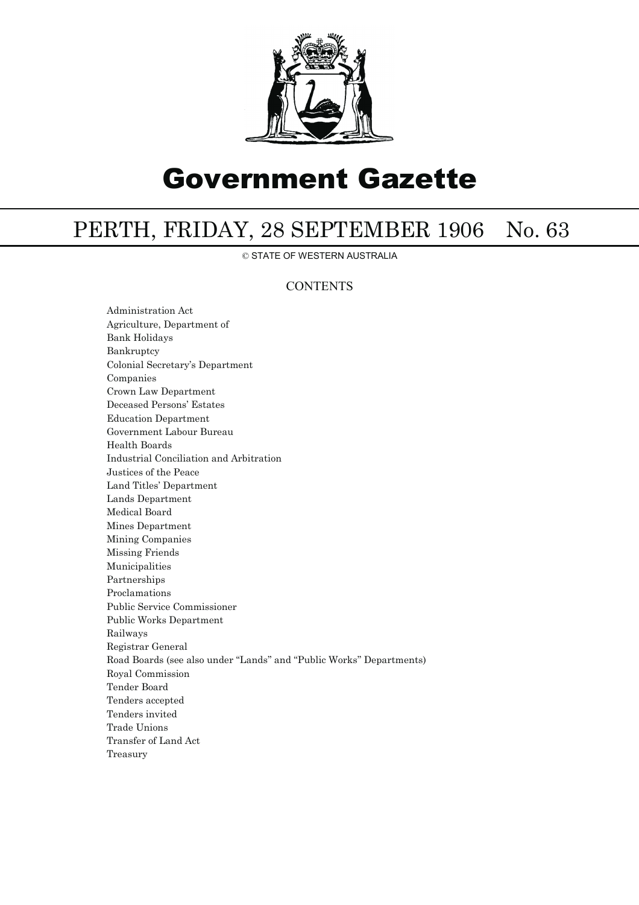# Government Gazette

## PERTH, FRIDAY, 28 SEPTEMBER 1906 No. 63

© STATE OF WESTERN AUSTRALIA

### CONTENTS

Administration Act
Agriculture, Department of
Bank Holidays
Bankruptcy
Colonial Secretary's Department
Companies
Crown Law Department
Deceased Persons' Estates
Education Department
Government Labour Bureau
Health Boards
Industrial Conciliation and Arbitration
Justices of the Peace
Land Titles' Department
Lands Department
Medical Board
Mines Department
Mining Companies
Missing Friends
Municipalities
Partnerships
Proclamations
Public Service Commissioner
Public Works Department
Railways
Registrar General
Road Boards (see also under "Lands" and "Public Works" Departments)
Royal Commission
Tender Board
Tenders accepted
Tenders invited
Trade Unions
Transfer of Land Act
Treasury